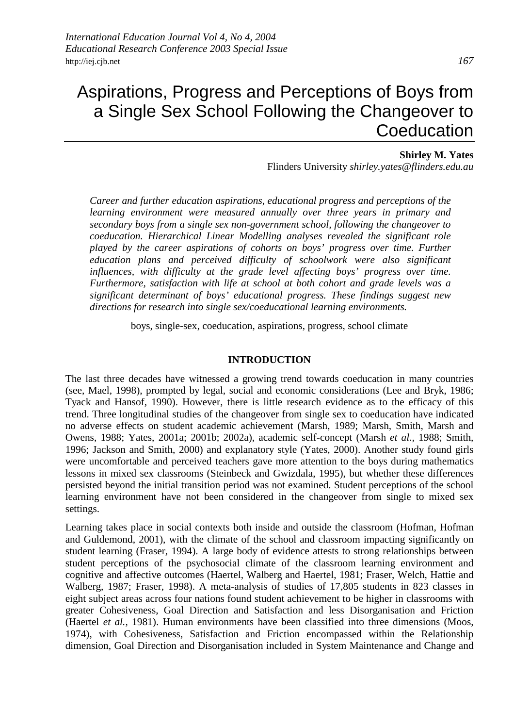# Aspirations, Progress and Perceptions of Boys from a Single Sex School Following the Changeover to Coeducation

**Shirley M. Yates**
Flinders University *shirley.yates@flinders.edu.au*

*Career and further education aspirations, educational progress and perceptions of the learning environment were measured annually over three years in primary and secondary boys from a single sex non-government school, following the changeover to coeducation. Hierarchical Linear Modelling analyses revealed the significant role played by the career aspirations of cohorts on boys' progress over time. Further education plans and perceived difficulty of schoolwork were also significant influences, with difficulty at the grade level affecting boys' progress over time. Furthermore, satisfaction with life at school at both cohort and grade levels was a significant determinant of boys' educational progress. These findings suggest new directions for research into single sex/coeducational learning environments.*

boys, single-sex, coeducation, aspirations, progress, school climate

## INTRODUCTION

The last three decades have witnessed a growing trend towards coeducation in many countries (see, Mael, 1998), prompted by legal, social and economic considerations (Lee and Bryk, 1986; Tyack and Hansof, 1990). However, there is little research evidence as to the efficacy of this trend. Three longitudinal studies of the changeover from single sex to coeducation have indicated no adverse effects on student academic achievement (Marsh, 1989; Marsh, Smith, Marsh and Owens, 1988; Yates, 2001a; 2001b; 2002a), academic self-concept (Marsh *et al.,* 1988; Smith, 1996; Jackson and Smith, 2000) and explanatory style (Yates, 2000). Another study found girls were uncomfortable and perceived teachers gave more attention to the boys during mathematics lessons in mixed sex classrooms (Steinbeck and Gwizdala, 1995), but whether these differences persisted beyond the initial transition period was not examined. Student perceptions of the school learning environment have not been considered in the changeover from single to mixed sex settings.

Learning takes place in social contexts both inside and outside the classroom (Hofman, Hofman and Guldemond, 2001), with the climate of the school and classroom impacting significantly on student learning (Fraser, 1994). A large body of evidence attests to strong relationships between student perceptions of the psychosocial climate of the classroom learning environment and cognitive and affective outcomes (Haertel, Walberg and Haertel, 1981; Fraser, Welch, Hattie and Walberg, 1987; Fraser, 1998). A meta-analysis of studies of 17,805 students in 823 classes in eight subject areas across four nations found student achievement to be higher in classrooms with greater Cohesiveness, Goal Direction and Satisfaction and less Disorganisation and Friction (Haertel *et al.,* 1981). Human environments have been classified into three dimensions (Moos, 1974), with Cohesiveness, Satisfaction and Friction encompassed within the Relationship dimension, Goal Direction and Disorganisation included in System Maintenance and Change and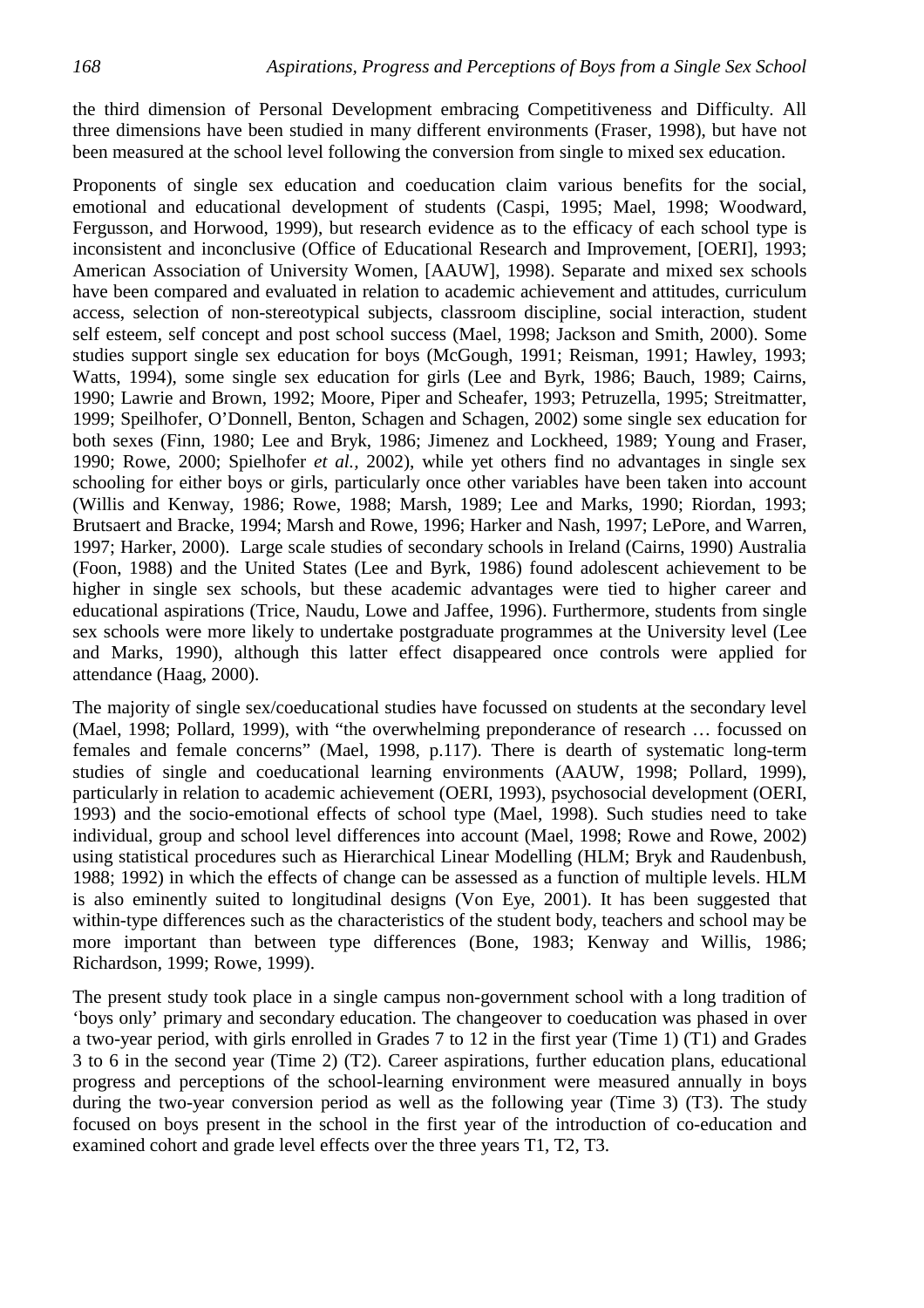the third dimension of Personal Development embracing Competitiveness and Difficulty. All three dimensions have been studied in many different environments (Fraser, 1998), but have not been measured at the school level following the conversion from single to mixed sex education.

Proponents of single sex education and coeducation claim various benefits for the social, emotional and educational development of students (Caspi, 1995; Mael, 1998; Woodward, Fergusson, and Horwood, 1999), but research evidence as to the efficacy of each school type is inconsistent and inconclusive (Office of Educational Research and Improvement, [OERI], 1993; American Association of University Women, [AAUW], 1998). Separate and mixed sex schools have been compared and evaluated in relation to academic achievement and attitudes, curriculum access, selection of non-stereotypical subjects, classroom discipline, social interaction, student self esteem, self concept and post school success (Mael, 1998; Jackson and Smith, 2000). Some studies support single sex education for boys (McGough, 1991; Reisman, 1991; Hawley, 1993; Watts, 1994), some single sex education for girls (Lee and Byrk, 1986; Bauch, 1989; Cairns, 1990; Lawrie and Brown, 1992; Moore, Piper and Scheafer, 1993; Petruzella, 1995; Streitmatter, 1999; Speilhofer, O'Donnell, Benton, Schagen and Schagen, 2002) some single sex education for both sexes (Finn, 1980; Lee and Bryk, 1986; Jimenez and Lockheed, 1989; Young and Fraser, 1990; Rowe, 2000; Spielhofer *et al.,* 2002), while yet others find no advantages in single sex schooling for either boys or girls, particularly once other variables have been taken into account (Willis and Kenway, 1986; Rowe, 1988; Marsh, 1989; Lee and Marks, 1990; Riordan, 1993; Brutsaert and Bracke, 1994; Marsh and Rowe, 1996; Harker and Nash, 1997; LePore, and Warren, 1997; Harker, 2000). Large scale studies of secondary schools in Ireland (Cairns, 1990) Australia (Foon, 1988) and the United States (Lee and Byrk, 1986) found adolescent achievement to be higher in single sex schools, but these academic advantages were tied to higher career and educational aspirations (Trice, Naudu, Lowe and Jaffee, 1996). Furthermore, students from single sex schools were more likely to undertake postgraduate programmes at the University level (Lee and Marks, 1990), although this latter effect disappeared once controls were applied for attendance (Haag, 2000).

The majority of single sex/coeducational studies have focussed on students at the secondary level (Mael, 1998; Pollard, 1999), with "the overwhelming preponderance of research … focussed on females and female concerns" (Mael, 1998, p.117). There is dearth of systematic long-term studies of single and coeducational learning environments (AAUW, 1998; Pollard, 1999), particularly in relation to academic achievement (OERI, 1993), psychosocial development (OERI, 1993) and the socio-emotional effects of school type (Mael, 1998). Such studies need to take individual, group and school level differences into account (Mael, 1998; Rowe and Rowe, 2002) using statistical procedures such as Hierarchical Linear Modelling (HLM; Bryk and Raudenbush, 1988; 1992) in which the effects of change can be assessed as a function of multiple levels. HLM is also eminently suited to longitudinal designs (Von Eye, 2001). It has been suggested that within-type differences such as the characteristics of the student body, teachers and school may be more important than between type differences (Bone, 1983; Kenway and Willis, 1986; Richardson, 1999; Rowe, 1999).

The present study took place in a single campus non-government school with a long tradition of 'boys only' primary and secondary education. The changeover to coeducation was phased in over a two-year period, with girls enrolled in Grades 7 to 12 in the first year (Time 1) (T1) and Grades 3 to 6 in the second year (Time 2) (T2). Career aspirations, further education plans, educational progress and perceptions of the school-learning environment were measured annually in boys during the two-year conversion period as well as the following year (Time 3) (T3). The study focused on boys present in the school in the first year of the introduction of co-education and examined cohort and grade level effects over the three years T1, T2, T3.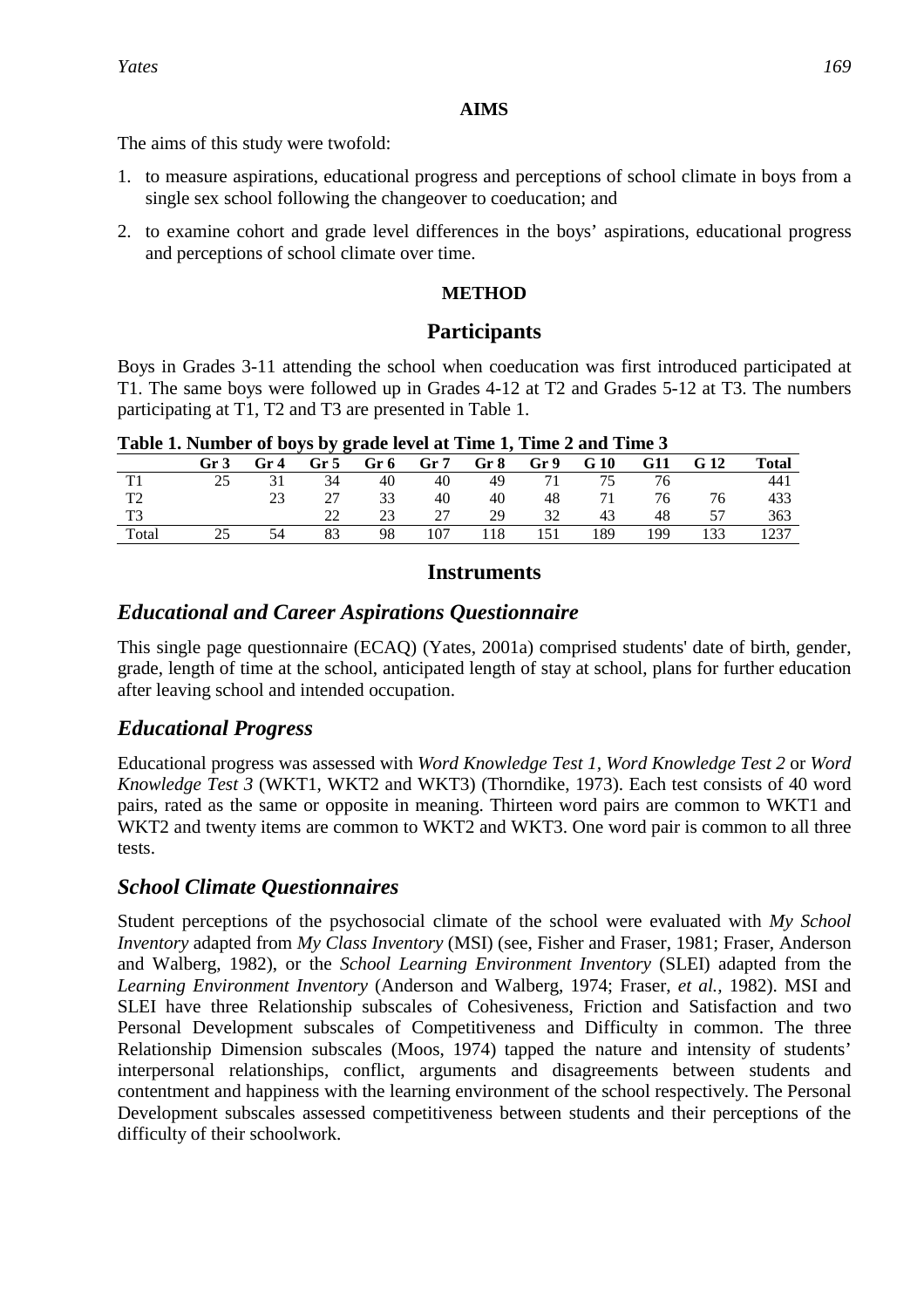## AIMS

The aims of this study were twofold:

1. to measure aspirations, educational progress and perceptions of school climate in boys from a single sex school following the changeover to coeducation; and
2. to examine cohort and grade level differences in the boys' aspirations, educational progress and perceptions of school climate over time.

## METHOD

### Participants

Boys in Grades 3-11 attending the school when coeducation was first introduced participated at T1. The same boys were followed up in Grades 4-12 at T2 and Grades 5-12 at T3. The numbers participating at T1, T2 and T3 are presented in Table 1.

**Table 1. Number of boys by grade level at Time 1, Time 2 and Time 3**

| | Gr 3 | Gr 4 | Gr 5 | Gr 6 | Gr 7 | Gr 8 | Gr 9 | G 10 | G11 | G 12 | Total |
|---|---|---|---|---|---|---|---|---|---|---|---|
| T1 | 25 | 31 | 34 | 40 | 40 | 49 | 71 | 75 | 76 | | 441 |
| T2 | | 23 | 27 | 33 | 40 | 40 | 48 | 71 | 76 | 76 | 433 |
| T3 | | | 22 | 23 | 27 | 29 | 32 | 43 | 48 | 57 | 363 |
| Total | 25 | 54 | 83 | 98 | 107 | 118 | 151 | 189 | 199 | 133 | 1237 |

### Instruments

#### *Educational and Career Aspirations Questionnaire*

This single page questionnaire (ECAQ) (Yates, 2001a) comprised students' date of birth, gender, grade, length of time at the school, anticipated length of stay at school, plans for further education after leaving school and intended occupation.

#### *Educational Progress*

Educational progress was assessed with *Word Knowledge Test 1*, *Word Knowledge Test 2* or *Word Knowledge Test 3* (WKT1, WKT2 and WKT3) (Thorndike, 1973). Each test consists of 40 word pairs, rated as the same or opposite in meaning. Thirteen word pairs are common to WKT1 and WKT2 and twenty items are common to WKT2 and WKT3. One word pair is common to all three tests.

#### *School Climate Questionnaires*

Student perceptions of the psychosocial climate of the school were evaluated with *My School Inventory* adapted from *My Class Inventory* (MSI) (see, Fisher and Fraser, 1981; Fraser, Anderson and Walberg, 1982), or the *School Learning Environment Inventory* (SLEI) adapted from the *Learning Environment Inventory* (Anderson and Walberg, 1974; Fraser, *et al.*, 1982). MSI and SLEI have three Relationship subscales of Cohesiveness, Friction and Satisfaction and two Personal Development subscales of Competitiveness and Difficulty in common. The three Relationship Dimension subscales (Moos, 1974) tapped the nature and intensity of students' interpersonal relationships, conflict, arguments and disagreements between students and contentment and happiness with the learning environment of the school respectively. The Personal Development subscales assessed competitiveness between students and their perceptions of the difficulty of their schoolwork.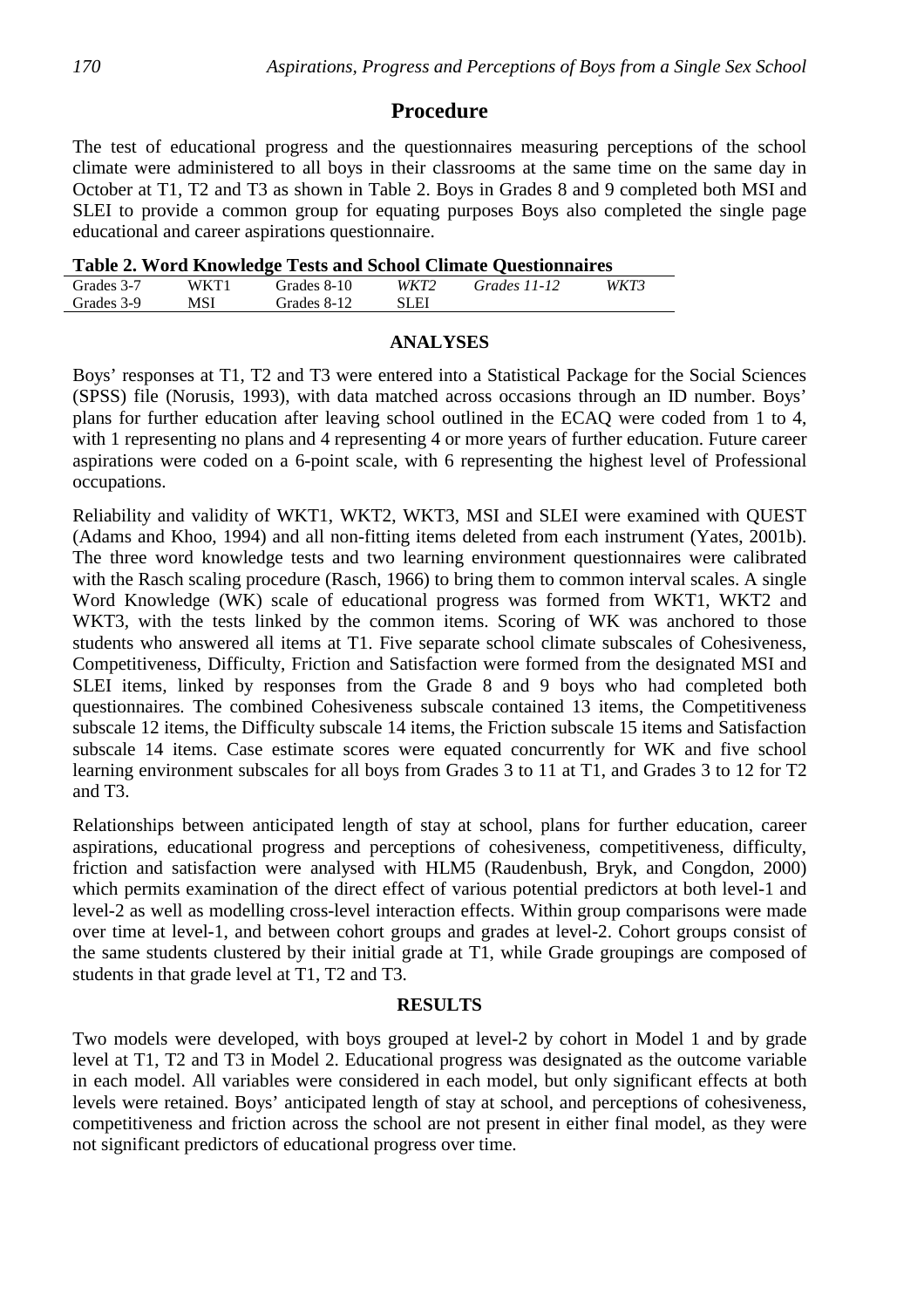## Procedure

The test of educational progress and the questionnaires measuring perceptions of the school climate were administered to all boys in their classrooms at the same time on the same day in October at T1, T2 and T3 as shown in Table 2. Boys in Grades 8 and 9 completed both MSI and SLEI to provide a common group for equating purposes Boys also completed the single page educational and career aspirations questionnaire.

**Table 2. Word Knowledge Tests and School Climate Questionnaires**

| | | | | | |
|---|---|---|---|---|---|
| Grades 3-7 | WKT1 | Grades 8-10 | *WKT2* | *Grades 11-12* | *WKT3* |
| Grades 3-9 | MSI | Grades 8-12 | SLEI | | |

### ANALYSES

Boys' responses at T1, T2 and T3 were entered into a Statistical Package for the Social Sciences (SPSS) file (Norusis, 1993), with data matched across occasions through an ID number. Boys' plans for further education after leaving school outlined in the ECAQ were coded from 1 to 4, with 1 representing no plans and 4 representing 4 or more years of further education. Future career aspirations were coded on a 6-point scale, with 6 representing the highest level of Professional occupations.

Reliability and validity of WKT1, WKT2, WKT3, MSI and SLEI were examined with QUEST (Adams and Khoo, 1994) and all non-fitting items deleted from each instrument (Yates, 2001b). The three word knowledge tests and two learning environment questionnaires were calibrated with the Rasch scaling procedure (Rasch, 1966) to bring them to common interval scales. A single Word Knowledge (WK) scale of educational progress was formed from WKT1, WKT2 and WKT3, with the tests linked by the common items. Scoring of WK was anchored to those students who answered all items at T1. Five separate school climate subscales of Cohesiveness, Competitiveness, Difficulty, Friction and Satisfaction were formed from the designated MSI and SLEI items, linked by responses from the Grade 8 and 9 boys who had completed both questionnaires. The combined Cohesiveness subscale contained 13 items, the Competitiveness subscale 12 items, the Difficulty subscale 14 items, the Friction subscale 15 items and Satisfaction subscale 14 items. Case estimate scores were equated concurrently for WK and five school learning environment subscales for all boys from Grades 3 to 11 at T1, and Grades 3 to 12 for T2 and T3.

Relationships between anticipated length of stay at school, plans for further education, career aspirations, educational progress and perceptions of cohesiveness, competitiveness, difficulty, friction and satisfaction were analysed with HLM5 (Raudenbush, Bryk, and Congdon, 2000) which permits examination of the direct effect of various potential predictors at both level-1 and level-2 as well as modelling cross-level interaction effects. Within group comparisons were made over time at level-1, and between cohort groups and grades at level-2. Cohort groups consist of the same students clustered by their initial grade at T1, while Grade groupings are composed of students in that grade level at T1, T2 and T3.

### RESULTS

Two models were developed, with boys grouped at level-2 by cohort in Model 1 and by grade level at T1, T2 and T3 in Model 2. Educational progress was designated as the outcome variable in each model. All variables were considered in each model, but only significant effects at both levels were retained. Boys' anticipated length of stay at school, and perceptions of cohesiveness, competitiveness and friction across the school are not present in either final model, as they were not significant predictors of educational progress over time.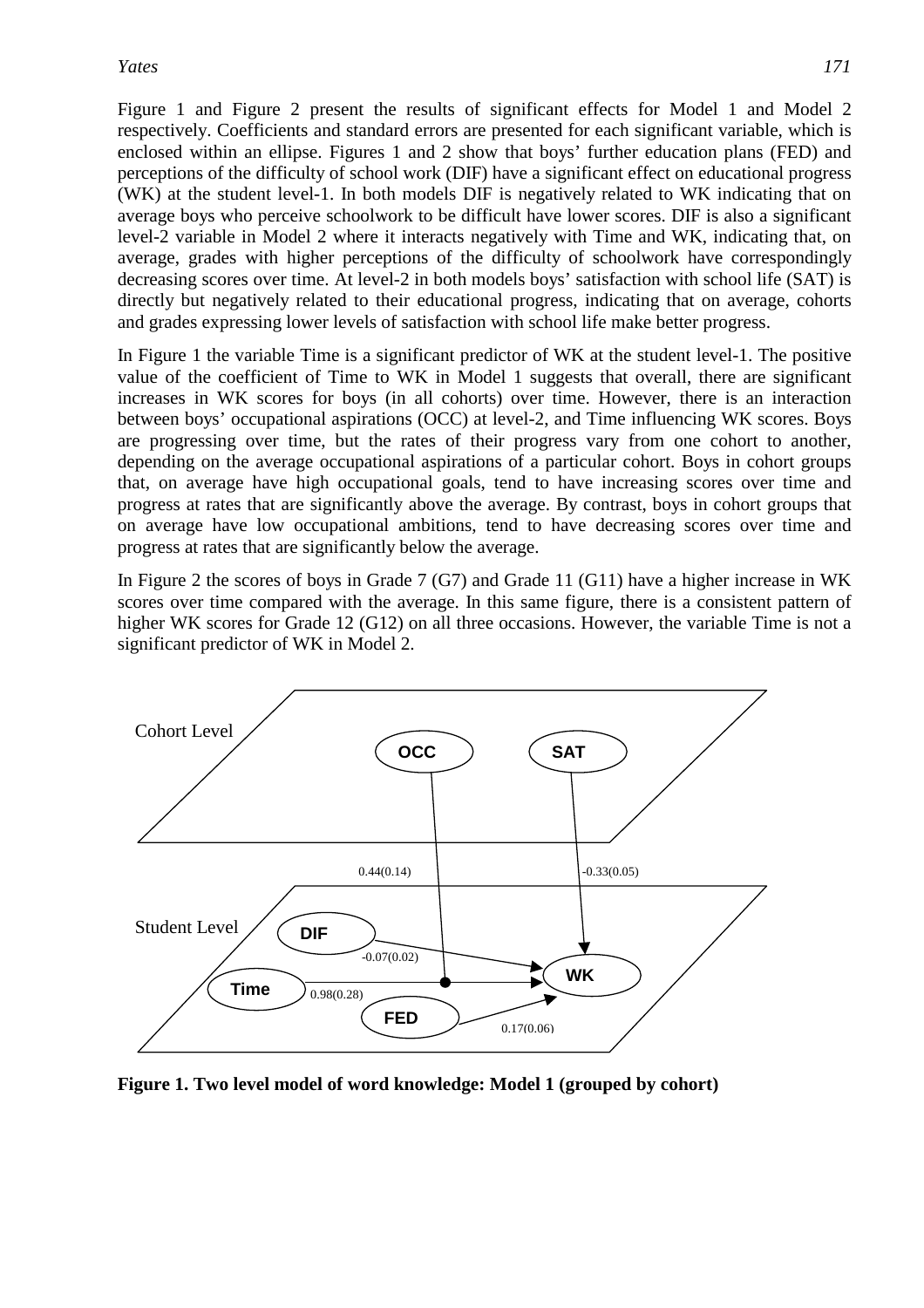Figure 1 and Figure 2 present the results of significant effects for Model 1 and Model 2 respectively. Coefficients and standard errors are presented for each significant variable, which is enclosed within an ellipse. Figures 1 and 2 show that boys' further education plans (FED) and perceptions of the difficulty of school work (DIF) have a significant effect on educational progress (WK) at the student level-1. In both models DIF is negatively related to WK indicating that on average boys who perceive schoolwork to be difficult have lower scores. DIF is also a significant level-2 variable in Model 2 where it interacts negatively with Time and WK, indicating that, on average, grades with higher perceptions of the difficulty of schoolwork have correspondingly decreasing scores over time. At level-2 in both models boys' satisfaction with school life (SAT) is directly but negatively related to their educational progress, indicating that on average, cohorts and grades expressing lower levels of satisfaction with school life make better progress.

In Figure 1 the variable Time is a significant predictor of WK at the student level-1. The positive value of the coefficient of Time to WK in Model 1 suggests that overall, there are significant increases in WK scores for boys (in all cohorts) over time. However, there is an interaction between boys' occupational aspirations (OCC) at level-2, and Time influencing WK scores. Boys are progressing over time, but the rates of their progress vary from one cohort to another, depending on the average occupational aspirations of a particular cohort. Boys in cohort groups that, on average have high occupational goals, tend to have increasing scores over time and progress at rates that are significantly above the average. By contrast, boys in cohort groups that on average have low occupational ambitions, tend to have decreasing scores over time and progress at rates that are significantly below the average.

In Figure 2 the scores of boys in Grade 7 (G7) and Grade 11 (G11) have a higher increase in WK scores over time compared with the average. In this same figure, there is a consistent pattern of higher WK scores for Grade 12 (G12) on all three occasions. However, the variable Time is not a significant predictor of WK in Model 2.

**Figure 1. Two level model of word knowledge: Model 1 (grouped by cohort)**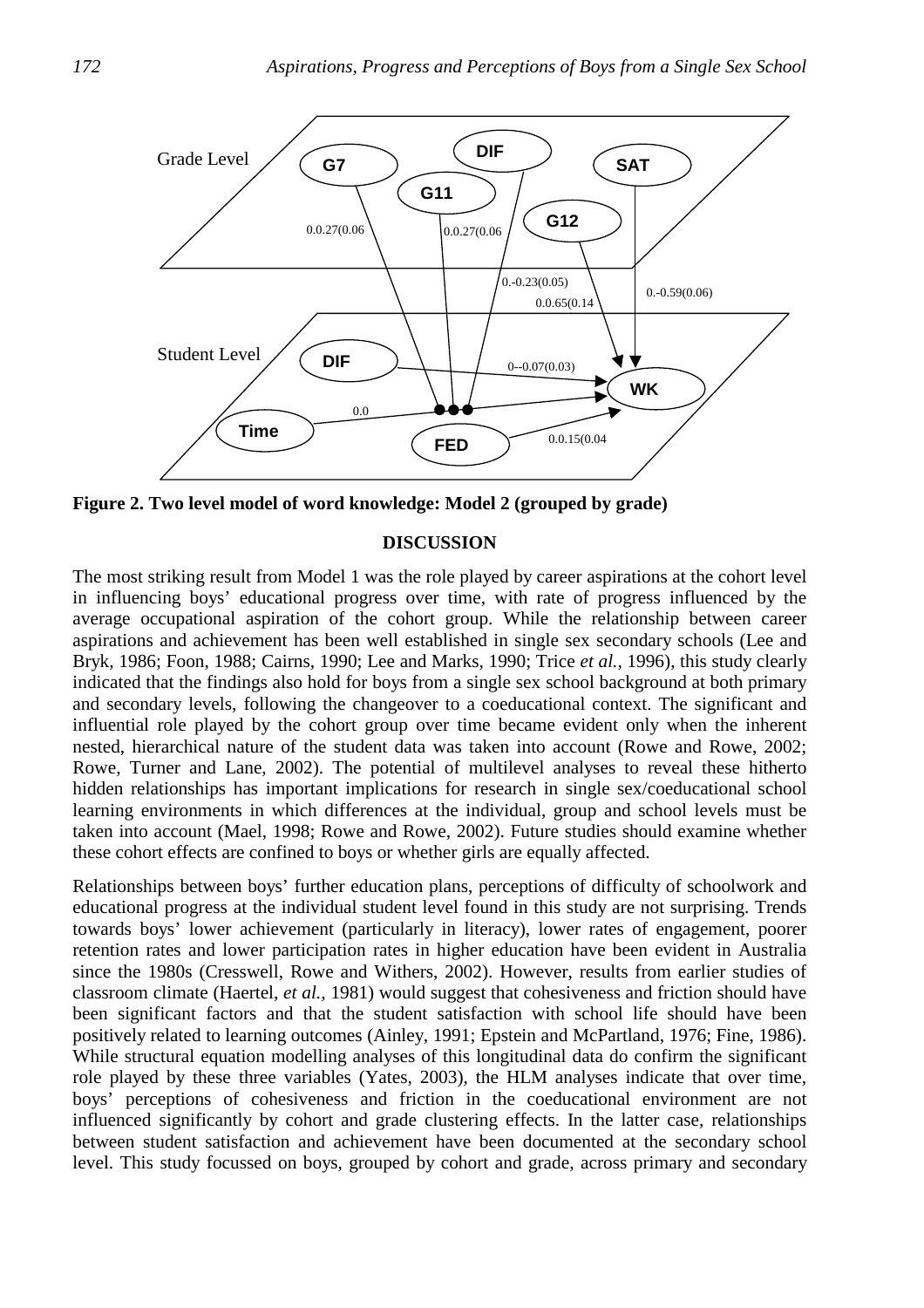Figure 2. Two level model of word knowledge: Model 2 (grouped by grade)

**Figure 2. Two level model of word knowledge: Model 2 (grouped by grade)**

## DISCUSSION

The most striking result from Model 1 was the role played by career aspirations at the cohort level in influencing boys' educational progress over time, with rate of progress influenced by the average occupational aspiration of the cohort group. While the relationship between career aspirations and achievement has been well established in single sex secondary schools (Lee and Bryk, 1986; Foon, 1988; Cairns, 1990; Lee and Marks, 1990; Trice *et al.*, 1996), this study clearly indicated that the findings also hold for boys from a single sex school background at both primary and secondary levels, following the changeover to a coeducational context. The significant and influential role played by the cohort group over time became evident only when the inherent nested, hierarchical nature of the student data was taken into account (Rowe and Rowe, 2002; Rowe, Turner and Lane, 2002). The potential of multilevel analyses to reveal these hitherto hidden relationships has important implications for research in single sex/coeducational school learning environments in which differences at the individual, group and school levels must be taken into account (Mael, 1998; Rowe and Rowe, 2002). Future studies should examine whether these cohort effects are confined to boys or whether girls are equally affected.

Relationships between boys' further education plans, perceptions of difficulty of schoolwork and educational progress at the individual student level found in this study are not surprising. Trends towards boys' lower achievement (particularly in literacy), lower rates of engagement, poorer retention rates and lower participation rates in higher education have been evident in Australia since the 1980s (Cresswell, Rowe and Withers, 2002). However, results from earlier studies of classroom climate (Haertel, *et al.,* 1981) would suggest that cohesiveness and friction should have been significant factors and that the student satisfaction with school life should have been positively related to learning outcomes (Ainley, 1991; Epstein and McPartland, 1976; Fine, 1986). While structural equation modelling analyses of this longitudinal data do confirm the significant role played by these three variables (Yates, 2003), the HLM analyses indicate that over time, boys' perceptions of cohesiveness and friction in the coeducational environment are not influenced significantly by cohort and grade clustering effects. In the latter case, relationships between student satisfaction and achievement have been documented at the secondary school level. This study focussed on boys, grouped by cohort and grade, across primary and secondary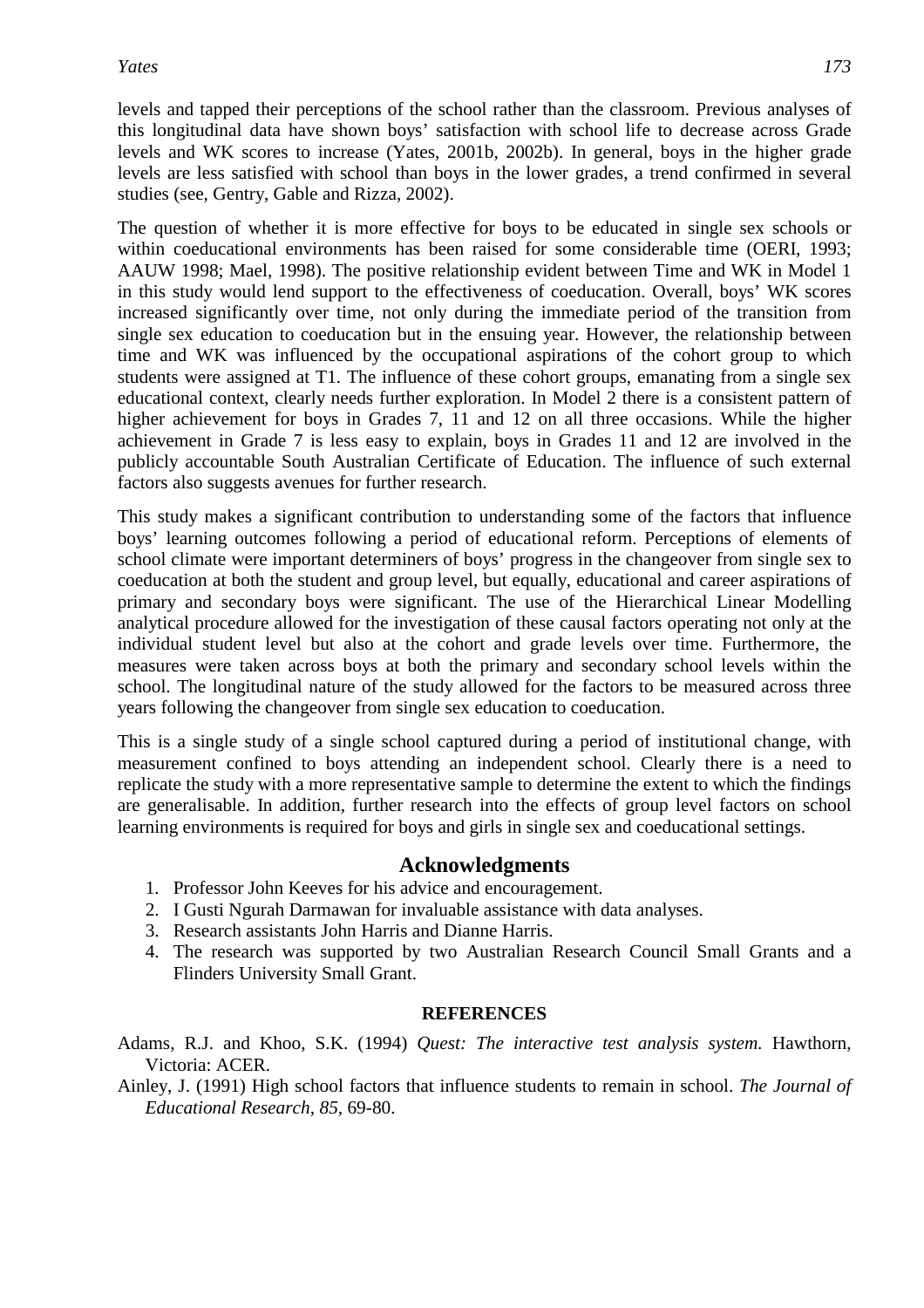levels and tapped their perceptions of the school rather than the classroom. Previous analyses of this longitudinal data have shown boys' satisfaction with school life to decrease across Grade levels and WK scores to increase (Yates, 2001b, 2002b). In general, boys in the higher grade levels are less satisfied with school than boys in the lower grades, a trend confirmed in several studies (see, Gentry, Gable and Rizza, 2002).

The question of whether it is more effective for boys to be educated in single sex schools or within coeducational environments has been raised for some considerable time (OERI, 1993; AAUW 1998; Mael, 1998). The positive relationship evident between Time and WK in Model 1 in this study would lend support to the effectiveness of coeducation. Overall, boys' WK scores increased significantly over time, not only during the immediate period of the transition from single sex education to coeducation but in the ensuing year. However, the relationship between time and WK was influenced by the occupational aspirations of the cohort group to which students were assigned at T1. The influence of these cohort groups, emanating from a single sex educational context, clearly needs further exploration. In Model 2 there is a consistent pattern of higher achievement for boys in Grades 7, 11 and 12 on all three occasions. While the higher achievement in Grade 7 is less easy to explain, boys in Grades 11 and 12 are involved in the publicly accountable South Australian Certificate of Education. The influence of such external factors also suggests avenues for further research.

This study makes a significant contribution to understanding some of the factors that influence boys' learning outcomes following a period of educational reform. Perceptions of elements of school climate were important determiners of boys' progress in the changeover from single sex to coeducation at both the student and group level, but equally, educational and career aspirations of primary and secondary boys were significant. The use of the Hierarchical Linear Modelling analytical procedure allowed for the investigation of these causal factors operating not only at the individual student level but also at the cohort and grade levels over time. Furthermore, the measures were taken across boys at both the primary and secondary school levels within the school. The longitudinal nature of the study allowed for the factors to be measured across three years following the changeover from single sex education to coeducation.

This is a single study of a single school captured during a period of institutional change, with measurement confined to boys attending an independent school. Clearly there is a need to replicate the study with a more representative sample to determine the extent to which the findings are generalisable. In addition, further research into the effects of group level factors on school learning environments is required for boys and girls in single sex and coeducational settings.

## Acknowledgments

1. Professor John Keeves for his advice and encouragement.
2. I Gusti Ngurah Darmawan for invaluable assistance with data analyses.
3. Research assistants John Harris and Dianne Harris.
4. The research was supported by two Australian Research Council Small Grants and a Flinders University Small Grant.

## REFERENCES

Adams, R.J. and Khoo, S.K. (1994) *Quest: The interactive test analysis system.* Hawthorn, Victoria: ACER.

Ainley, J. (1991) High school factors that influence students to remain in school. *The Journal of Educational Research, 85,* 69-80.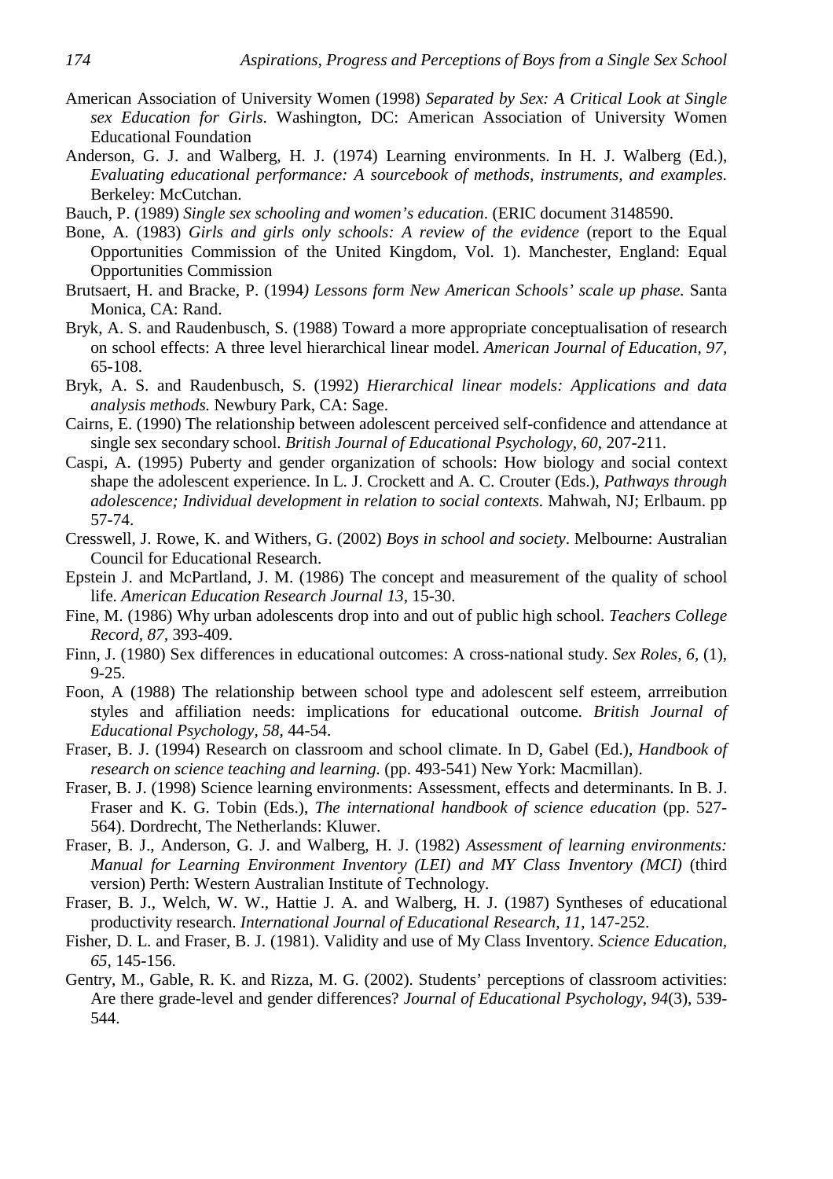American Association of University Women (1998) *Separated by Sex: A Critical Look at Single sex Education for Girls*. Washington, DC: American Association of University Women Educational Foundation

Anderson, G. J. and Walberg, H. J. (1974) Learning environments. In H. J. Walberg (Ed.), *Evaluating educational performance: A sourcebook of methods, instruments, and examples.* Berkeley: McCutchan.

Bauch, P. (1989) *Single sex schooling and women's education*. (ERIC document 3148590.

Bone, A. (1983) *Girls and girls only schools: A review of the evidence* (report to the Equal Opportunities Commission of the United Kingdom, Vol. 1). Manchester, England: Equal Opportunities Commission

Brutsaert, H. and Bracke, P. (1994*) Lessons form New American Schools' scale up phase.* Santa Monica, CA: Rand.

Bryk, A. S. and Raudenbusch, S. (1988) Toward a more appropriate conceptualisation of research on school effects: A three level hierarchical linear model. *American Journal of Education, 97,* 65-108.

Bryk, A. S. and Raudenbusch, S. (1992) *Hierarchical linear models: Applications and data analysis methods.* Newbury Park, CA: Sage.

Cairns, E. (1990) The relationship between adolescent perceived self-confidence and attendance at single sex secondary school. *British Journal of Educational Psychology, 60*, 207-211.

Caspi, A. (1995) Puberty and gender organization of schools: How biology and social context shape the adolescent experience. In L. J. Crockett and A. C. Crouter (Eds.), *Pathways through adolescence; Individual development in relation to social contexts.* Mahwah, NJ; Erlbaum. pp 57-74.

Cresswell, J. Rowe, K. and Withers, G. (2002) *Boys in school and society*. Melbourne: Australian Council for Educational Research.

Epstein J. and McPartland, J. M. (1986) The concept and measurement of the quality of school life. *American Education Research Journal 13*, 15-30.

Fine, M. (1986) Why urban adolescents drop into and out of public high school. *Teachers College Record, 87*, 393-409.

Finn, J. (1980) Sex differences in educational outcomes: A cross-national study. *Sex Roles, 6,* (1), 9-25.

Foon, A (1988) The relationship between school type and adolescent self esteem, arrreibution styles and affiliation needs: implications for educational outcome. *British Journal of Educational Psychology, 58*, 44-54.

Fraser, B. J. (1994) Research on classroom and school climate. In D, Gabel (Ed.), *Handbook of research on science teaching and learning.* (pp. 493-541) New York: Macmillan).

Fraser, B. J. (1998) Science learning environments: Assessment, effects and determinants. In B. J. Fraser and K. G. Tobin (Eds.), *The international handbook of science education* (pp. 527-564). Dordrecht, The Netherlands: Kluwer.

Fraser, B. J., Anderson, G. J. and Walberg, H. J. (1982) *Assessment of learning environments: Manual for Learning Environment Inventory (LEI) and MY Class Inventory (MCI)* (third version) Perth: Western Australian Institute of Technology.

Fraser, B. J., Welch, W. W., Hattie J. A. and Walberg, H. J. (1987) Syntheses of educational productivity research. *International Journal of Educational Research, 11*, 147-252.

Fisher, D. L. and Fraser, B. J. (1981). Validity and use of My Class Inventory. *Science Education, 65*, 145-156.

Gentry, M., Gable, R. K. and Rizza, M. G. (2002). Students' perceptions of classroom activities: Are there grade-level and gender differences? *Journal of Educational Psychology, 94*(3), 539-544.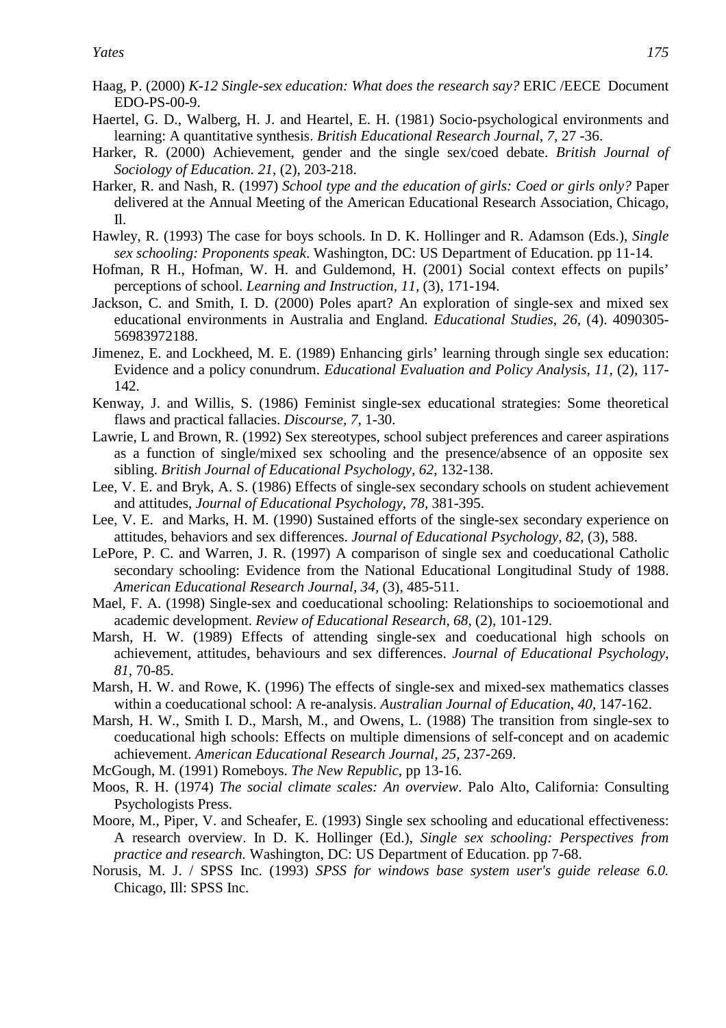Haag, P. (2000) *K-12 Single-sex education: What does the research say?* ERIC /EECE Document EDO-PS-00-9.

Haertel, G. D., Walberg, H. J. and Heartel, E. H. (1981) Socio-psychological environments and learning: A quantitative synthesis. *British Educational Research Journal*, *7*, 27 -36.

Harker, R. (2000) Achievement, gender and the single sex/coed debate. *British Journal of Sociology of Education. 21*, (2), 203-218.

Harker, R. and Nash, R. (1997) *School type and the education of girls: Coed or girls only?* Paper delivered at the Annual Meeting of the American Educational Research Association, Chicago, Il.

Hawley, R. (1993) The case for boys schools. In D. K. Hollinger and R. Adamson (Eds.), *Single sex schooling: Proponents speak*. Washington, DC: US Department of Education. pp 11-14.

Hofman, R H., Hofman, W. H. and Guldemond, H. (2001) Social context effects on pupils' perceptions of school. *Learning and Instruction, 11*, (3), 171-194.

Jackson, C. and Smith, I. D. (2000) Poles apart? An exploration of single-sex and mixed sex educational environments in Australia and England. *Educational Studies, 26*, (4). 4090305-56983972188.

Jimenez, E. and Lockheed, M. E. (1989) Enhancing girls' learning through single sex education: Evidence and a policy conundrum. *Educational Evaluation and Policy Analysis, 11,* (2), 117-142.

Kenway, J. and Willis, S. (1986) Feminist single-sex educational strategies: Some theoretical flaws and practical fallacies. *Discourse, 7*, 1-30.

Lawrie, L and Brown, R. (1992) Sex stereotypes, school subject preferences and career aspirations as a function of single/mixed sex schooling and the presence/absence of an opposite sex sibling. *British Journal of Educational Psychology, 62*, 132-138.

Lee, V. E. and Bryk, A. S. (1986) Effects of single-sex secondary schools on student achievement and attitudes, *Journal of Educational Psychology, 78,* 381-395.

Lee, V. E. and Marks, H. M. (1990) Sustained efforts of the single-sex secondary experience on attitudes, behaviors and sex differences. *Journal of Educational Psychology, 82*, (3), 588.

LePore, P. C. and Warren, J. R. (1997) A comparison of single sex and coeducational Catholic secondary schooling: Evidence from the National Educational Longitudinal Study of 1988. *American Educational Research Journal, 34,* (3), 485-511.

Mael, F. A. (1998) Single-sex and coeducational schooling: Relationships to socioemotional and academic development. *Review of Educational Research, 68*, (2), 101-129.

Marsh, H. W. (1989) Effects of attending single-sex and coeducational high schools on achievement, attitudes, behaviours and sex differences. *Journal of Educational Psychology*, *81*, 70-85.

Marsh, H. W. and Rowe, K. (1996) The effects of single-sex and mixed-sex mathematics classes within a coeducational school: A re-analysis. *Australian Journal of Education*, *40*, 147-162.

Marsh, H. W., Smith I. D., Marsh, M., and Owens, L. (1988) The transition from single-sex to coeducational high schools: Effects on multiple dimensions of self-concept and on academic achievement. *American Educational Research Journal, 25*, 237-269.

McGough, M. (1991) Romeboys. *The New Republic*, pp 13-16.

Moos, R. H. (1974) *The social climate scales: An overview*. Palo Alto, California: Consulting Psychologists Press.

Moore, M., Piper, V. and Scheafer, E. (1993) Single sex schooling and educational effectiveness: A research overview. In D. K. Hollinger (Ed.), *Single sex schooling: Perspectives from practice and research.* Washington, DC: US Department of Education. pp 7-68.

Norusis, M. J. / SPSS Inc. (1993) *SPSS for windows base system user's guide release 6.0.* Chicago, Ill: SPSS Inc.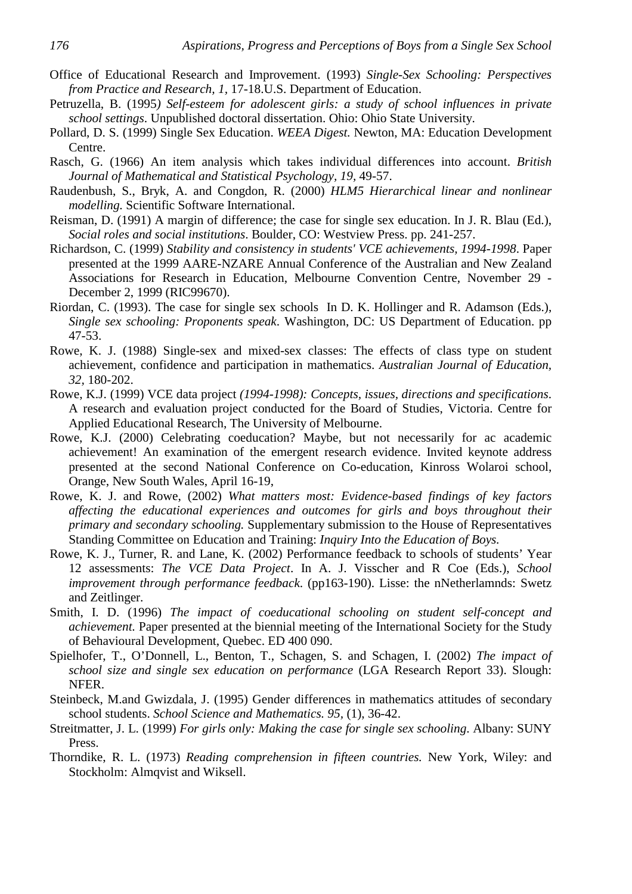Office of Educational Research and Improvement. (1993) *Single-Sex Schooling: Perspectives from Practice and Research, 1*, 17-18.U.S. Department of Education.

Petruzella, B. (1995*) Self-esteem for adolescent girls: a study of school influences in private school settings*. Unpublished doctoral dissertation. Ohio: Ohio State University.

Pollard, D. S. (1999) Single Sex Education. *WEEA Digest.* Newton, MA: Education Development Centre.

Rasch, G. (1966) An item analysis which takes individual differences into account. *British Journal of Mathematical and Statistical Psychology, 19,* 49-57.

Raudenbush, S., Bryk, A. and Congdon, R. (2000) *HLM5 Hierarchical linear and nonlinear modelling.* Scientific Software International.

Reisman, D. (1991) A margin of difference; the case for single sex education. In J. R. Blau (Ed.), *Social roles and social institutions*. Boulder, CO: Westview Press. pp. 241-257.

Richardson, C. (1999) *Stability and consistency in students' VCE achievements, 1994-1998*. Paper presented at the 1999 AARE-NZARE Annual Conference of the Australian and New Zealand Associations for Research in Education, Melbourne Convention Centre, November 29 - December 2, 1999 (RIC99670).

Riordan, C. (1993). The case for single sex schools In D. K. Hollinger and R. Adamson (Eds.), *Single sex schooling: Proponents speak*. Washington, DC: US Department of Education. pp 47-53.

Rowe, K. J. (1988) Single-sex and mixed-sex classes: The effects of class type on student achievement, confidence and participation in mathematics. *Australian Journal of Education, 32,* 180-202.

Rowe, K.J. (1999) VCE data project *(1994-1998): Concepts, issues, directions and specifications*. A research and evaluation project conducted for the Board of Studies, Victoria. Centre for Applied Educational Research, The University of Melbourne.

Rowe, K.J. (2000) Celebrating coeducation? Maybe, but not necessarily for ac academic achievement! An examination of the emergent research evidence. Invited keynote address presented at the second National Conference on Co-education, Kinross Wolaroi school, Orange, New South Wales, April 16-19,

Rowe, K. J. and Rowe, (2002) *What matters most: Evidence-based findings of key factors affecting the educational experiences and outcomes for girls and boys throughout their primary and secondary schooling.* Supplementary submission to the House of Representatives Standing Committee on Education and Training: *Inquiry Into the Education of Boys.*

Rowe, K. J., Turner, R. and Lane, K. (2002) Performance feedback to schools of students' Year 12 assessments: *The VCE Data Project*. In A. J. Visscher and R Coe (Eds.), *School improvement through performance feedback*. (pp163-190). Lisse: the nNetherlamnds: Swetz and Zeitlinger.

Smith, I. D. (1996) *The impact of coeducational schooling on student self-concept and achievement.* Paper presented at the biennial meeting of the International Society for the Study of Behavioural Development, Quebec. ED 400 090.

Spielhofer, T., O'Donnell, L., Benton, T., Schagen, S. and Schagen, I. (2002) *The impact of school size and single sex education on performance* (LGA Research Report 33). Slough: NFER.

Steinbeck, M.and Gwizdala, J. (1995) Gender differences in mathematics attitudes of secondary school students. *School Science and Mathematics. 95*, (1), 36-42.

Streitmatter, J. L. (1999) *For girls only: Making the case for single sex schooling*. Albany: SUNY Press.

Thorndike, R. L. (1973) *Reading comprehension in fifteen countries.* New York, Wiley: and Stockholm: Almqvist and Wiksell.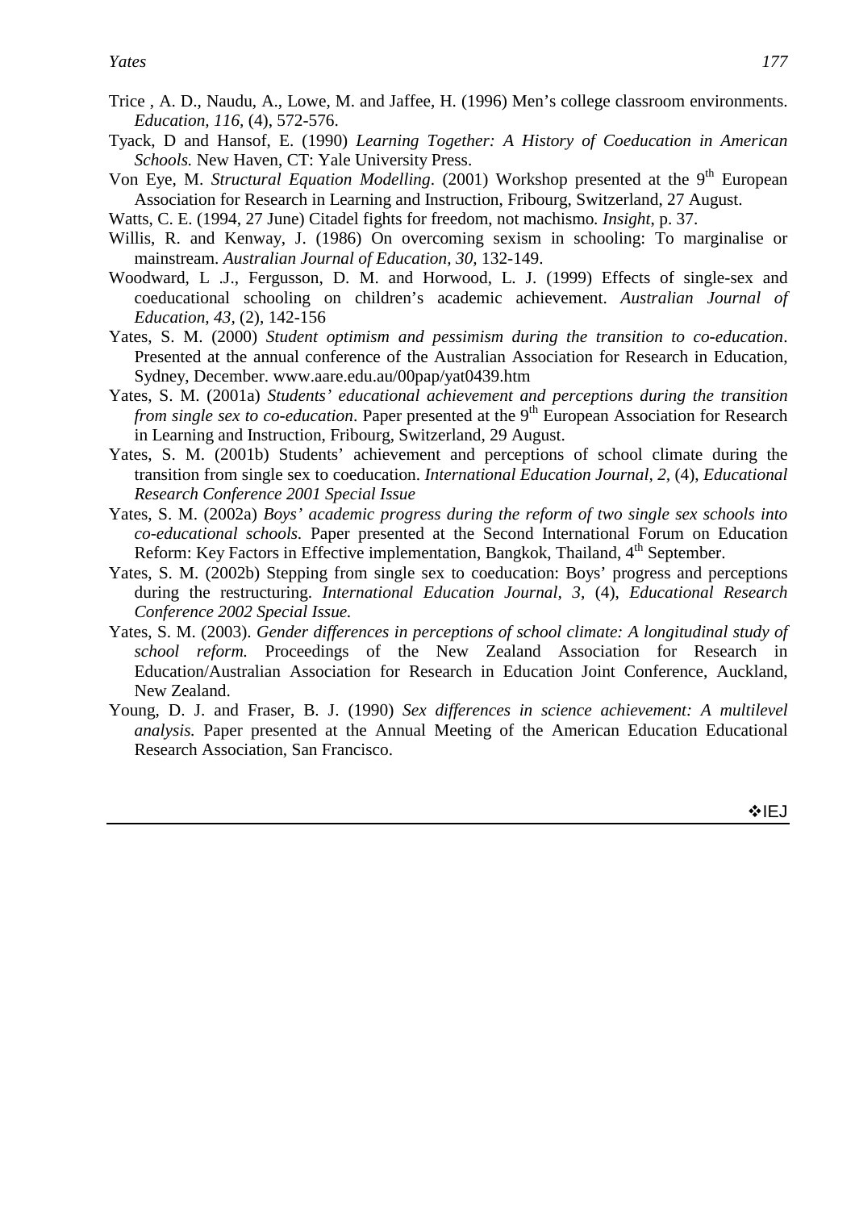Trice , A. D., Naudu, A., Lowe, M. and Jaffee, H. (1996) Men's college classroom environments. *Education, 116,* (4), 572-576.

Tyack, D and Hansof, E. (1990) *Learning Together: A History of Coeducation in American Schools.* New Haven, CT: Yale University Press.

Von Eye, M. *Structural Equation Modelling*. (2001) Workshop presented at the 9th European Association for Research in Learning and Instruction, Fribourg, Switzerland, 27 August.

Watts, C. E. (1994, 27 June) Citadel fights for freedom, not machismo. *Insight*, p. 37.

Willis, R. and Kenway, J. (1986) On overcoming sexism in schooling: To marginalise or mainstream. *Australian Journal of Education, 30,* 132-149.

Woodward, L .J., Fergusson, D. M. and Horwood, L. J. (1999) Effects of single-sex and coeducational schooling on children's academic achievement. *Australian Journal of Education, 43*, (2), 142-156

Yates, S. M. (2000) *Student optimism and pessimism during the transition to co-education*. Presented at the annual conference of the Australian Association for Research in Education, Sydney, December. www.aare.edu.au/00pap/yat0439.htm

Yates, S. M. (2001a) *Students' educational achievement and perceptions during the transition from single sex to co-education*. Paper presented at the 9th European Association for Research in Learning and Instruction, Fribourg, Switzerland, 29 August.

Yates, S. M. (2001b) Students' achievement and perceptions of school climate during the transition from single sex to coeducation. *International Education Journal, 2,* (4), *Educational Research Conference 2001 Special Issue*

Yates, S. M. (2002a) *Boys' academic progress during the reform of two single sex schools into co-educational schools.* Paper presented at the Second International Forum on Education Reform: Key Factors in Effective implementation, Bangkok, Thailand, 4th September.

Yates, S. M. (2002b) Stepping from single sex to coeducation: Boys' progress and perceptions during the restructuring. *International Education Journal, 3,* (4), *Educational Research Conference 2002 Special Issue.*

Yates, S. M. (2003). *Gender differences in perceptions of school climate: A longitudinal study of school reform.* Proceedings of the New Zealand Association for Research in Education/Australian Association for Research in Education Joint Conference, Auckland, New Zealand.

Young, D. J. and Fraser, B. J. (1990) *Sex differences in science achievement: A multilevel analysis.* Paper presented at the Annual Meeting of the American Education Educational Research Association, San Francisco.